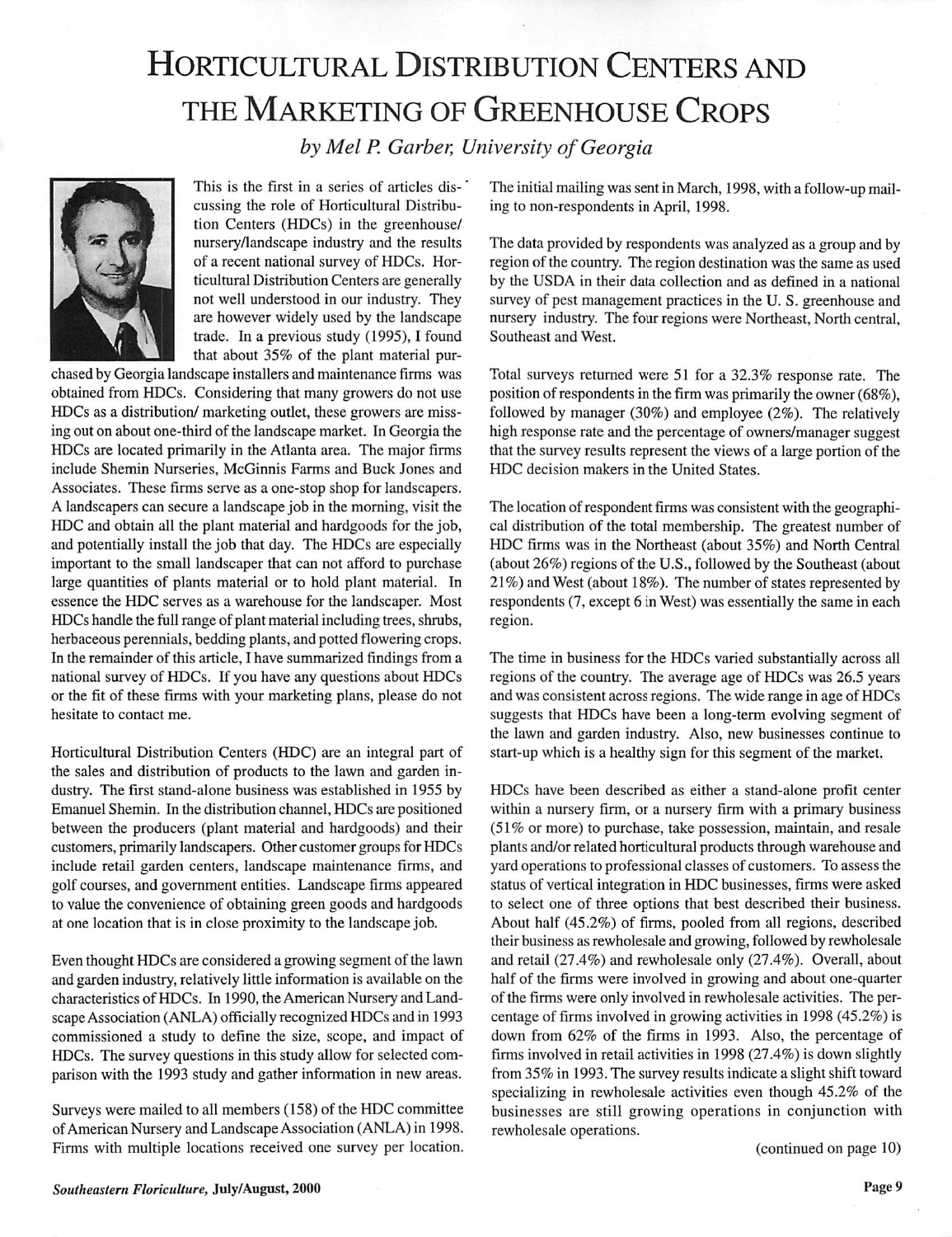# HORTICULTURAL DISTRIBUTION CENTERS AND THE MARKETING OF GREENHOUSE CROPS

*by Mel P. Garber, University of Georgia*

This is the first in a series of articles discussing the role of Horticultural Distribution Centers (HDCs) in the greenhouse/nursery/landscape industry and the results of a recent national survey of HDCs. Horticultural Distribution Centers are generally not well understood in our industry. They are however widely used by the landscape trade. In a previous study (1995), I found that about 35% of the plant material purchased by Georgia landscape installers and maintenance firms was obtained from HDCs. Considering that many growers do not use HDCs as a distribution/ marketing outlet, these growers are missing out on about one-third of the landscape market. In Georgia the HDCs are located primarily in the Atlanta area. The major firms include Shemin Nurseries, McGinnis Farms and Buck Jones and Associates. These firms serve as a one-stop shop for landscapers. A landscapers can secure a landscape job in the morning, visit the HDC and obtain all the plant material and hardgoods for the job, and potentially install the job that day. The HDCs are especially important to the small landscaper that can not afford to purchase large quantities of plants material or to hold plant material. In essence the HDC serves as a warehouse for the landscaper. Most HDCs handle the full range of plant material including trees, shrubs, herbaceous perennials, bedding plants, and potted flowering crops. In the remainder of this article, I have summarized findings from a national survey of HDCs. If you have any questions about HDCs or the fit of these firms with your marketing plans, please do not hesitate to contact me.

Horticultural Distribution Centers (HDC) are an integral part of the sales and distribution of products to the lawn and garden industry. The first stand-alone business was established in 1955 by Emanuel Shemin. In the distribution channel, HDCs are positioned between the producers (plant material and hardgoods) and their customers, primarily landscapers. Other customer groups for HDCs include retail garden centers, landscape maintenance firms, and golf courses, and government entities. Landscape firms appeared to value the convenience of obtaining green goods and hardgoods at one location that is in close proximity to the landscape job.

Even thought HDCs are considered a growing segment of the lawn and garden industry, relatively little information is available on the characteristics of HDCs. In 1990, the American Nursery and Landscape Association (ANLA) officially recognized HDCs and in 1993 commissioned a study to define the size, scope, and impact of HDCs. The survey questions in this study allow for selected comparison with the 1993 study and gather information in new areas.

Surveys were mailed to all members (158) of the HDC committee of American Nursery and Landscape Association (ANLA) in 1998. Firms with multiple locations received one survey per location. The initial mailing was sent in March, 1998, with a follow-up mailing to non-respondents in April, 1998.

The data provided by respondents was analyzed as a group and by region of the country. The region destination was the same as used by the USDA in their data collection and as defined in a national survey of pest management practices in the U. S. greenhouse and nursery industry. The four regions were Northeast, North central, Southeast and West.

Total surveys returned were 51 for a 32.3% response rate. The position of respondents in the firm was primarily the owner (68%), followed by manager (30%) and employee (2%). The relatively high response rate and the percentage of owners/manager suggest that the survey results represent the views of a large portion of the HDC decision makers in the United States.

The location of respondent firms was consistent with the geographical distribution of the total membership. The greatest number of HDC firms was in the Northeast (about 35%) and North Central (about 26%) regions of the U.S., followed by the Southeast (about 21%) and West (about 18%). The number of states represented by respondents (7, except 6 in West) was essentially the same in each region.

The time in business for the HDCs varied substantially across all regions of the country. The average age of HDCs was 26.5 years and was consistent across regions. The wide range in age of HDCs suggests that HDCs have been a long-term evolving segment of the lawn and garden industry. Also, new businesses continue to start-up which is a healthy sign for this segment of the market.

HDCs have been described as either a stand-alone profit center within a nursery firm, or a nursery firm with a primary business (51% or more) to purchase, take possession, maintain, and resale plants and/or related horticultural products through warehouse and yard operations to professional classes of customers. To assess the status of vertical integration in HDC businesses, firms were asked to select one of three options that best described their business. About half (45.2%) of firms, pooled from all regions, described their business as rewholesale and growing, followed by rewholesale and retail (27.4%) and rewholesale only (27.4%). Overall, about half of the firms were involved in growing and about one-quarter of the firms were only involved in rewholesale activities. The percentage of firms involved in growing activities in 1998 (45.2%) is down from 62% of the firms in 1993. Also, the percentage of firms involved in retail activities in 1998 (27.4%) is down slightly from 35% in 1993. The survey results indicate a slight shift toward specializing in rewholesale activities even though 45.2% of the businesses are still growing operations in conjunction with rewholesale operations.

(continued on page 10)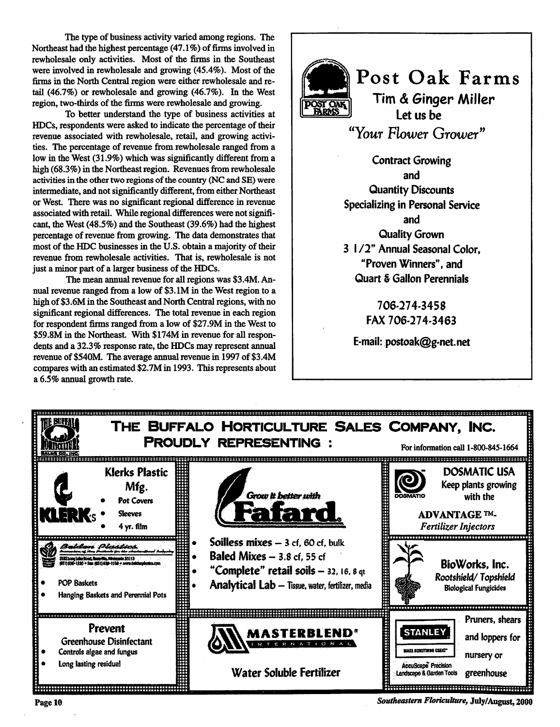The type of business activity varied among regions. The Northeast had the highest percentage (47.1%) of firms involved in rewholesale only activities. Most of the firms in the Southeast were involved in rewholesale and growing (45.4%). Most of the firms in the North Central region were either rewholesale and retail (46.7%) or rewholesale and growing (46.7%). In the West region, two-thirds of the firms were rewholesale and growing.

To better understand the type of business activities at HDCs, respondents were asked to indicate the percentage of their revenue associated with rewholesale, retail, and growing activities. The percentage of revenue from rewholesale ranged from a low in the West (31.9%) which was significantly different from a high (68.3%) in the Northeast region. Revenues from rewholesale activities in the other two regions of the country (NC and SE) were intermediate, and not significantly different, from either Northeast or West. There was no significant regional difference in revenue associated with retail. While regional differences were not significant, the West (48.5%) and the Southeast (39.6%) had the highest percentage of revenue from growing. The data demonstrates that most of the HDC businesses in the U.S. obtain a majority of their revenue from rewholesale activities. That is, rewholesale is not just a minor part of a larger business of the HDCs.

The mean annual revenue for all regions was \$3.4M. Annual revenue ranged from a low of \$3.1M in the West region to a high of \$3.6M in the Southeast and North Central regions, with no significant regional differences. The total revenue in each region for respondent firms ranged from a low of \$27.9M in the West to \$59.8M in the Northeast. With \$174M in revenue for all respondents and a 32.3% response rate, the HDCs may represent annual revenue of \$540M. The average annual revenue in 1997 of \$3.4M compares with an estimated \$2.7M in 1993. This represents about a 6.5% annual growth rate.

**Post Oak Farms**

**Tim & Ginger Miller**

**Let us be**

*"Your Flower Grower"*

Contract Growing
and
Quantity Discounts
Specializing in Personal Service
and
Quality Grown
3 1/2" Annual Seasonal Color,
"Proven Winners", and
Quart & Gallon Perennials

706-274-3458
FAX 706-274-3463

E-mail: postoak@g-net.net

**THE BUFFALO HORTICULTURE SALES COMPANY, INC.**
**PROUDLY REPRESENTING :**

For information call 1-800-845-1664

**Klerks Plastic Mfg.**
- Pot Covers
- Sleeves
- 4 yr. film

**Grow it better with Fafard.**
- Soilless mixes – 3 cf, 60 cf, bulk
- Baled Mixes – 3.8 cf, 55 cf
- "Complete" retail soils – 32, 16, 8 qt
- Analytical Lab – Tissue, water, fertilizer, media

**DOSMATIC USA**
Keep plants growing with the
**ADVANTAGE™** *Fertilizer Injectors*

**Belden Plastics**
- POP Baskets
- Hanging Baskets and Perennial Pots

**BioWorks, Inc.**
*Rootshield/ Topshield*
Biological Fungicides

**Prevent**
Greenhouse Disinfectant
- Controls algae and fungus
- Long lasting residual

**MASTERBLEND® INTERNATIONAL**
Water Soluble Fertilizer

**STANLEY** AccuScape Precision Landscape & Garden Tools
Pruners, shears and loppers for nursery or greenhouse